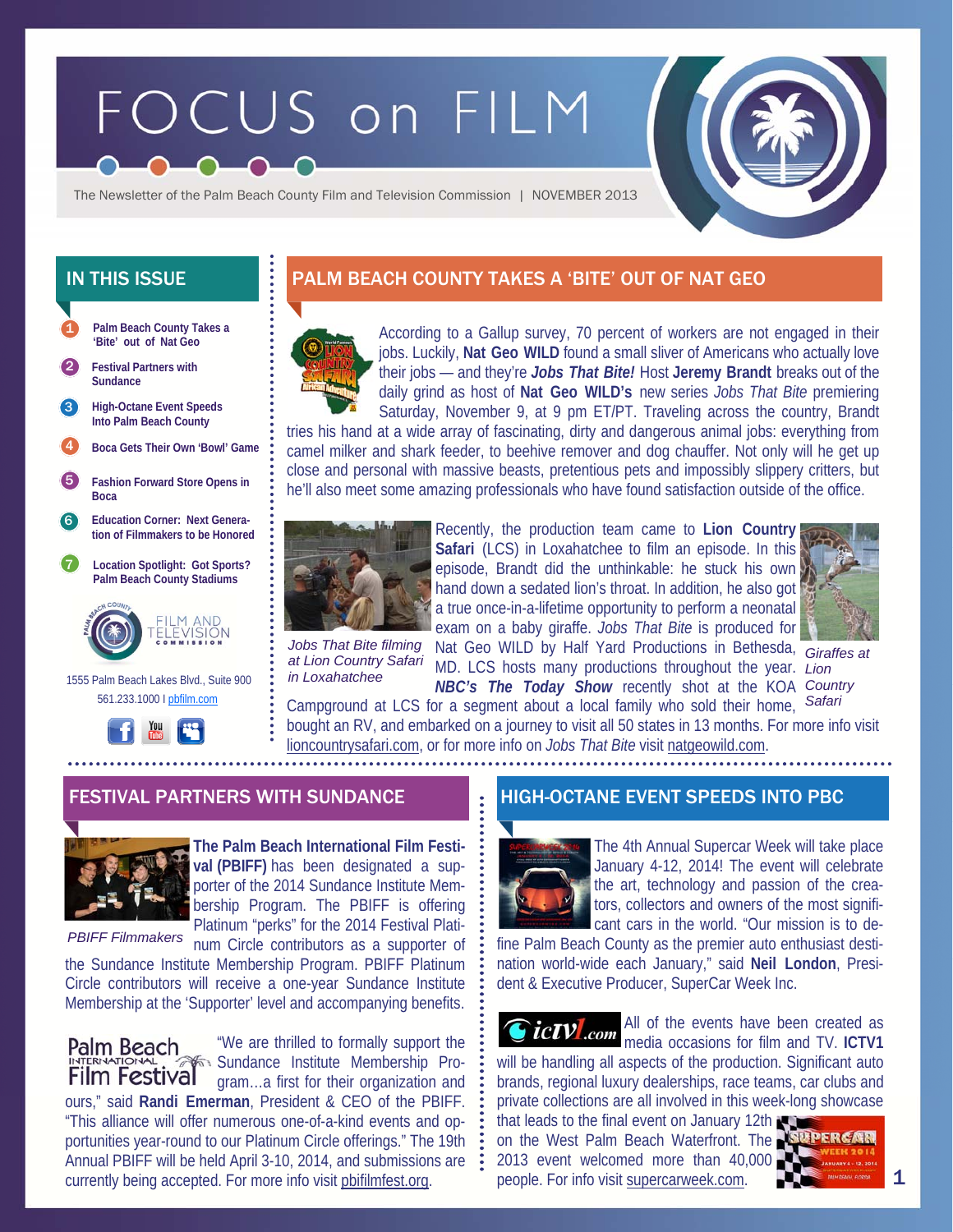# FOCUS on FILM

The Newsletter of the Palm Beach County Film and Television Commission | NOVEMBER 2013

## IN THIS ISSUE

1. Palm Beach County Takes a 'Bite' out of Nat Geo
2. Festival Partners with Sundance
3. High-Octane Event Speeds Into Palm Beach County
4. Boca Gets Their Own 'Bowl' Game
5. Fashion Forward Store Opens in Boca
6. Education Corner: Next Generation of Filmmakers to be Honored
7. Location Spotlight: Got Sports? Palm Beach County Stadiums

FILM AND TELEVISION COMMISSION

1555 Palm Beach Lakes Blvd., Suite 900
561.233.1000 | pbfilm.com

## PALM BEACH COUNTY TAKES A 'BITE' OUT OF NAT GEO

According to a Gallup survey, 70 percent of workers are not engaged in their jobs. Luckily, **Nat Geo WILD** found a small sliver of Americans who actually love their jobs — and they're ***Jobs That Bite!*** Host **Jeremy Brandt** breaks out of the daily grind as host of **Nat Geo WILD's** new series *Jobs That Bite* premiering Saturday, November 9, at 9 pm ET/PT. Traveling across the country, Brandt tries his hand at a wide array of fascinating, dirty and dangerous animal jobs: everything from camel milker and shark feeder, to beehive remover and dog chauffer. Not only will he get up close and personal with massive beasts, pretentious pets and impossibly slippery critters, but he'll also meet some amazing professionals who have found satisfaction outside of the office.

*Jobs That Bite filming at Lion Country Safari in Loxahatchee*

Recently, the production team came to **Lion Country Safari** (LCS) in Loxahatchee to film an episode. In this episode, Brandt did the unthinkable: he stuck his own hand down a sedated lion's throat. In addition, he also got a true once-in-a-lifetime opportunity to perform a neonatal exam on a baby giraffe. *Jobs That Bite* is produced for Nat Geo WILD by Half Yard Productions in Bethesda, MD. LCS hosts many productions throughout the year. ***NBC's The Today Show*** recently shot at the KOA Campground at LCS for a segment about a local family who sold their home, bought an RV, and embarked on a journey to visit all 50 states in 13 months. For more info visit lioncountrysafari.com, or for more info on *Jobs That Bite* visit natgeowild.com.

*Giraffes at Lion Country Safari*

## FESTIVAL PARTNERS WITH SUNDANCE

*PBIFF Filmmakers*

**The Palm Beach International Film Festival (PBIFF)** has been designated a supporter of the 2014 Sundance Institute Membership Program. The PBIFF is offering Platinum "perks" for the 2014 Festival Platinum Circle contributors as a supporter of the Sundance Institute Membership Program. PBIFF Platinum Circle contributors will receive a one-year Sundance Institute Membership at the 'Supporter' level and accompanying benefits.

"We are thrilled to formally support the Sundance Institute Membership Program…a first for their organization and ours," said **Randi Emerman**, President & CEO of the PBIFF. "This alliance will offer numerous one-of-a-kind events and opportunities year-round to our Platinum Circle offerings." The 19th Annual PBIFF will be held April 3-10, 2014, and submissions are currently being accepted. For more info visit pbifilmfest.org.

## HIGH-OCTANE EVENT SPEEDS INTO PBC

The 4th Annual Supercar Week will take place January 4-12, 2014! The event will celebrate the art, technology and passion of the creators, collectors and owners of the most significant cars in the world. "Our mission is to define Palm Beach County as the premier auto enthusiast destination world-wide each January," said **Neil London**, President & Executive Producer, SuperCar Week Inc.

All of the events have been created as media occasions for film and TV. **ICTV1** will be handling all aspects of the production. Significant auto brands, regional luxury dealerships, race teams, car clubs and private collections are all involved in this week-long showcase that leads to the final event on January 12th on the West Palm Beach Waterfront. The 2013 event welcomed more than 40,000 people. For info visit supercarweek.com.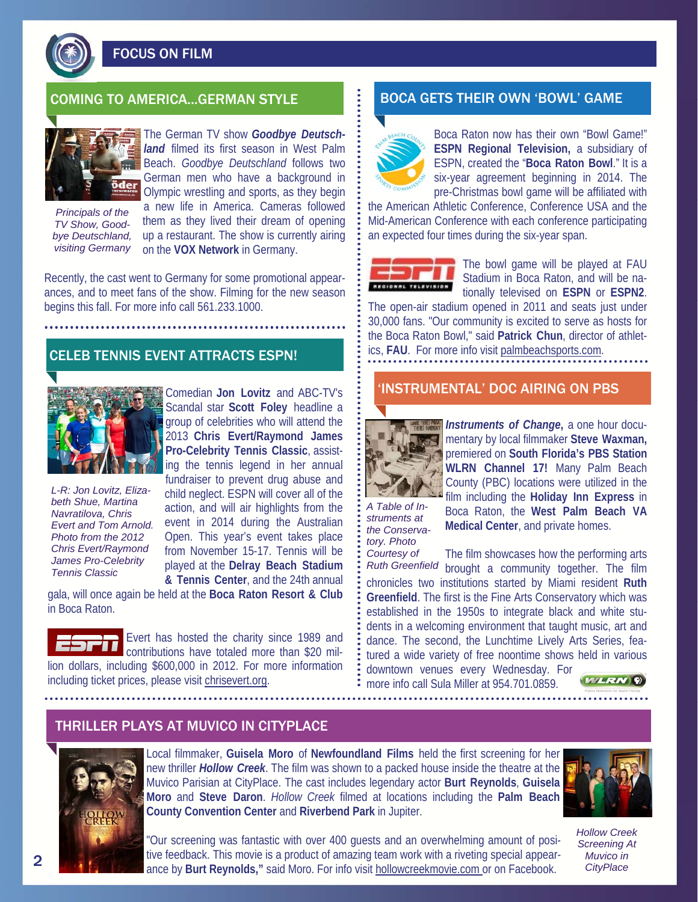# FOCUS ON FILM

## COMING TO AMERICA...GERMAN STYLE

*Principals of the TV Show, Goodbye Deutschland, visiting Germany*

The German TV show ***Goodbye Deutschland*** filmed its first season in West Palm Beach. *Goodbye Deutschland* follows two German men who have a background in Olympic wrestling and sports, as they begin a new life in America. Cameras followed them as they lived their dream of opening up a restaurant. The show is currently airing on the **VOX Network** in Germany.

Recently, the cast went to Germany for some promotional appearances, and to meet fans of the show. Filming for the new season begins this fall. For more info call 561.233.1000.

## CELEB TENNIS EVENT ATTRACTS ESPN!

*L-R: Jon Lovitz, Elizabeth Shue, Martina Navratilova, Chris Evert and Tom Arnold. Photo from the 2012 Chris Evert/Raymond James Pro-Celebrity Tennis Classic*

Comedian **Jon Lovitz** and ABC-TV's Scandal star **Scott Foley** headline a group of celebrities who will attend the 2013 **Chris Evert/Raymond James Pro-Celebrity Tennis Classic**, assisting the tennis legend in her annual fundraiser to prevent drug abuse and child neglect. ESPN will cover all of the action, and will air highlights from the event in 2014 during the Australian Open. This year's event takes place from November 15-17. Tennis will be played at the **Delray Beach Stadium & Tennis Center**, and the 24th annual gala, will once again be held at the **Boca Raton Resort & Club** in Boca Raton.

Evert has hosted the charity since 1989 and contributions have totaled more than $20 million dollars, including $600,000 in 2012. For more information including ticket prices, please visit chrisevert.org.

## BOCA GETS THEIR OWN 'BOWL' GAME

Boca Raton now has their own "Bowl Game!" **ESPN Regional Television,** a subsidiary of ESPN, created the "**Boca Raton Bowl**." It is a six-year agreement beginning in 2014. The pre-Christmas bowl game will be affiliated with the American Athletic Conference, Conference USA and the Mid-American Conference with each conference participating an expected four times during the six-year span.

The bowl game will be played at FAU Stadium in Boca Raton, and will be nationally televised on **ESPN** or **ESPN2**. The open-air stadium opened in 2011 and seats just under 30,000 fans. "Our community is excited to serve as hosts for the Boca Raton Bowl," said **Patrick Chun**, director of athletics, **FAU**. For more info visit palmbeachsports.com.

## 'INSTRUMENTAL' DOC AIRING ON PBS

*A Table of Instruments at the Conservatory. Photo Courtesy of Ruth Greenfield*

***Instruments of Change***, a one hour documentary by local filmmaker **Steve Waxman,** premiered on **South Florida's PBS Station WLRN Channel 17!** Many Palm Beach County (PBC) locations were utilized in the film including the **Holiday Inn Express** in Boca Raton, the **West Palm Beach VA Medical Center**, and private homes.

The film showcases how the performing arts brought a community together. The film chronicles two institutions started by Miami resident **Ruth Greenfield**. The first is the Fine Arts Conservatory which was established in the 1950s to integrate black and white students in a welcoming environment that taught music, art and dance. The second, the Lunchtime Lively Arts Series, featured a wide variety of free noontime shows held in various downtown venues every Wednesday. For more info call Sula Miller at 954.701.0859.

## THRILLER PLAYS AT MUVICO IN CITYPLACE

Local filmmaker, **Guisela Moro** of **Newfoundland Films** held the first screening for her new thriller ***Hollow Creek***. The film was shown to a packed house inside the theatre at the Muvico Parisian at CityPlace. The cast includes legendary actor **Burt Reynolds**, **Guisela Moro** and **Steve Daron**. *Hollow Creek* filmed at locations including the **Palm Beach County Convention Center** and **Riverbend Park** in Jupiter.

"Our screening was fantastic with over 400 guests and an overwhelming amount of positive feedback. This movie is a product of amazing team work with a riveting special appearance by **Burt Reynolds,"** said Moro. For info visit hollowcreekmovie.com or on Facebook.

*Hollow Creek Screening At Muvico in CityPlace*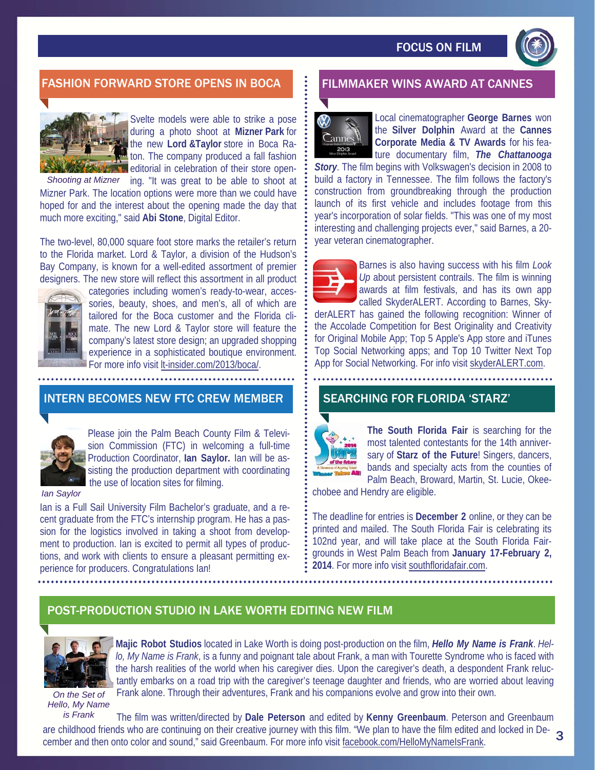# FOCUS ON FILM

## FASHION FORWARD STORE OPENS IN BOCA

*Shooting at Mizner*

Svelte models were able to strike a pose during a photo shoot at **Mizner Park** for the new **Lord &Taylor** store in Boca Raton. The company produced a fall fashion editorial in celebration of their store opening. "It was great to be able to shoot at Mizner Park. The location options were more than we could have hoped for and the interest about the opening made the day that much more exciting," said **Abi Stone**, Digital Editor.

The two-level, 80,000 square foot store marks the retailer's return to the Florida market. Lord & Taylor, a division of the Hudson's Bay Company, is known for a well-edited assortment of premier designers. The new store will reflect this assortment in all product categories including women's ready-to-wear, accessories, beauty, shoes, and men's, all of which are tailored for the Boca customer and the Florida climate. The new Lord & Taylor store will feature the company's latest store design; an upgraded shopping experience in a sophisticated boutique environment. For more info visit lt-insider.com/2013/boca/.

## INTERN BECOMES NEW FTC CREW MEMBER

*Ian Saylor*

Please join the Palm Beach County Film & Television Commission (FTC) in welcoming a full-time Production Coordinator, **Ian Saylor.** Ian will be assisting the production department with coordinating the use of location sites for filming.

Ian is a Full Sail University Film Bachelor's graduate, and a recent graduate from the FTC's internship program. He has a passion for the logistics involved in taking a shoot from development to production. Ian is excited to permit all types of productions, and work with clients to ensure a pleasant permitting experience for producers. Congratulations Ian!

## FILMMAKER WINS AWARD AT CANNES

Local cinematographer **George Barnes** won the **Silver Dolphin** Award at the **Cannes Corporate Media & TV Awards** for his feature documentary film, ***The Chattanooga Story***. The film begins with Volkswagen's decision in 2008 to build a factory in Tennessee. The film follows the factory's construction from groundbreaking through the production launch of its first vehicle and includes footage from this year's incorporation of solar fields. "This was one of my most interesting and challenging projects ever," said Barnes, a 20-year veteran cinematographer.

Barnes is also having success with his film *Look Up* about persistent contrails. The film is winning awards at film festivals, and has its own app called SkyderALERT. According to Barnes, SkyderALERT has gained the following recognition: Winner of the Accolade Competition for Best Originality and Creativity for Original Mobile App; Top 5 Apple's App store and iTunes Top Social Networking apps; and Top 10 Twitter Next Top App for Social Networking. For info visit skyderALERT.com.

## SEARCHING FOR FLORIDA 'STARZ'

**The South Florida Fair** is searching for the most talented contestants for the 14th anniversary of **Starz of the Future**! Singers, dancers, bands and specialty acts from the counties of Palm Beach, Broward, Martin, St. Lucie, Okeechobee and Hendry are eligible.

The deadline for entries is **December 2** online, or they can be printed and mailed. The South Florida Fair is celebrating its 102nd year, and will take place at the South Florida Fairgrounds in West Palm Beach from **January 17-February 2, 2014**. For more info visit southfloridafair.com.

## POST-PRODUCTION STUDIO IN LAKE WORTH EDITING NEW FILM

*On the Set of Hello, My Name is Frank*

**Majic Robot Studios** located in Lake Worth is doing post-production on the film, ***Hello My Name is Frank***. *Hello, My Name is Frank*, is a funny and poignant tale about Frank, a man with Tourette Syndrome who is faced with the harsh realities of the world when his caregiver dies. Upon the caregiver's death, a despondent Frank reluctantly embarks on a road trip with the caregiver's teenage daughter and friends, who are worried about leaving Frank alone. Through their adventures, Frank and his companions evolve and grow into their own.

The film was written/directed by **Dale Peterson** and edited by **Kenny Greenbaum**. Peterson and Greenbaum are childhood friends who are continuing on their creative journey with this film. "We plan to have the film edited and locked in December and then onto color and sound," said Greenbaum. For more info visit facebook.com/HelloMyNameIsFrank.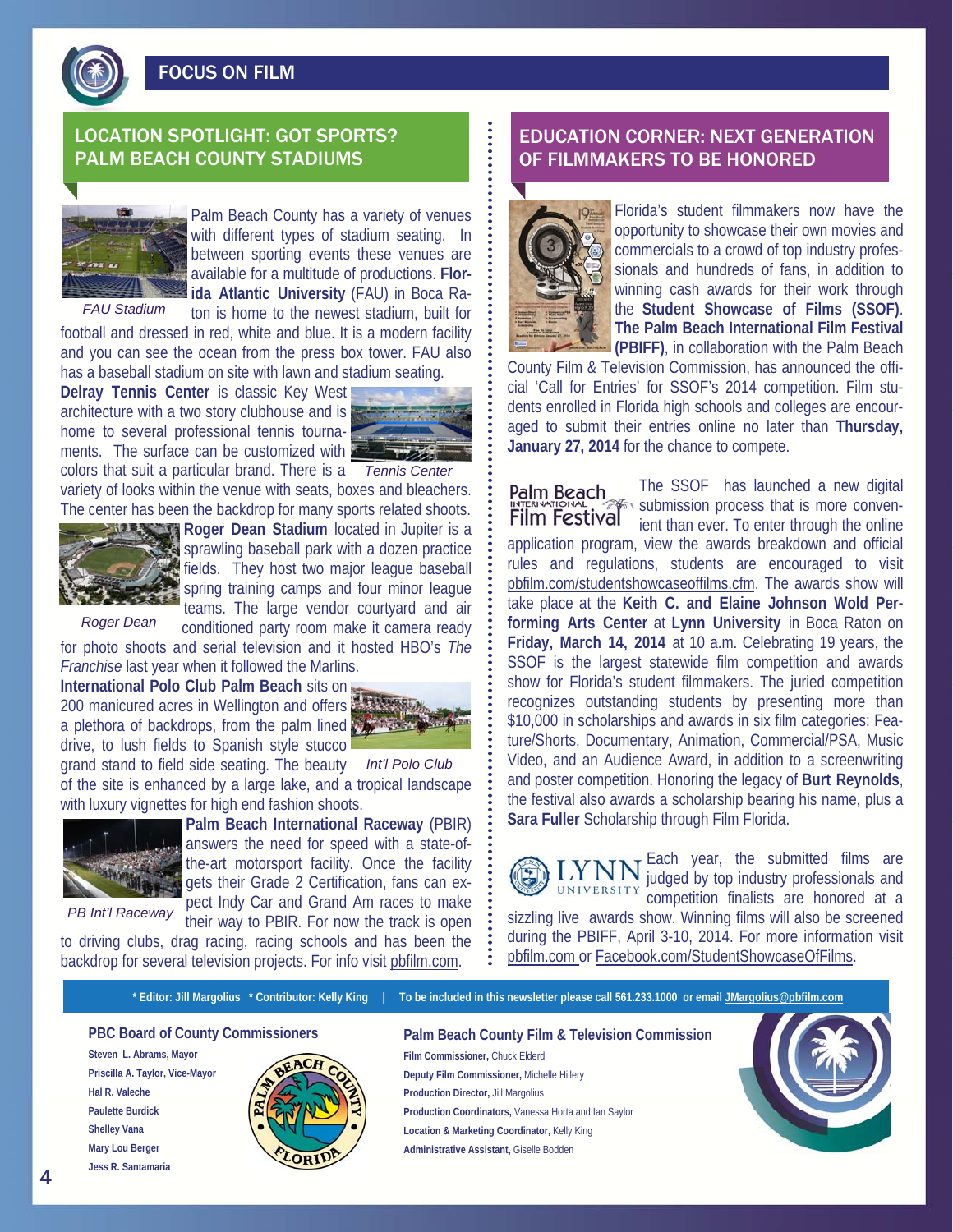# FOCUS ON FILM

## LOCATION SPOTLIGHT: GOT SPORTS? PALM BEACH COUNTY STADIUMS

FAU Stadium

Palm Beach County has a variety of venues with different types of stadium seating. In between sporting events these venues are available for a multitude of productions. **Florida Atlantic University** (FAU) in Boca Raton is home to the newest stadium, built for football and dressed in red, white and blue. It is a modern facility and you can see the ocean from the press box tower. FAU also has a baseball stadium on site with lawn and stadium seating.

Tennis Center

**Delray Tennis Center** is classic Key West architecture with a two story clubhouse and is home to several professional tennis tournaments. The surface can be customized with colors that suit a particular brand. There is a variety of looks within the venue with seats, boxes and bleachers. The center has been the backdrop for many sports related shoots.

Roger Dean

**Roger Dean Stadium** located in Jupiter is a sprawling baseball park with a dozen practice fields. They host two major league baseball spring training camps and four minor league teams. The large vendor courtyard and air conditioned party room make it camera ready for photo shoots and serial television and it hosted HBO's *The Franchise* last year when it followed the Marlins.

Int'l Polo Club

**International Polo Club Palm Beach** sits on 200 manicured acres in Wellington and offers a plethora of backdrops, from the palm lined drive, to lush fields to Spanish style stucco grand stand to field side seating. The beauty of the site is enhanced by a large lake, and a tropical landscape with luxury vignettes for high end fashion shoots.

PB Int'l Raceway

**Palm Beach International Raceway** (PBIR) answers the need for speed with a state-of-the-art motorsport facility. Once the facility gets their Grade 2 Certification, fans can expect Indy Car and Grand Am races to make their way to PBIR. For now the track is open to driving clubs, drag racing, racing schools and has been the backdrop for several television projects. For info visit pbfilm.com.

## EDUCATION CORNER: NEXT GENERATION OF FILMMAKERS TO BE HONORED

Florida's student filmmakers now have the opportunity to showcase their own movies and commercials to a crowd of top industry professionals and hundreds of fans, in addition to winning cash awards for their work through the **Student Showcase of Films (SSOF)**. **The Palm Beach International Film Festival (PBIFF)**, in collaboration with the Palm Beach County Film & Television Commission, has announced the official 'Call for Entries' for SSOF's 2014 competition. Film students enrolled in Florida high schools and colleges are encouraged to submit their entries online no later than **Thursday, January 27, 2014** for the chance to compete.

Palm Beach International Film Festival

The SSOF has launched a new digital submission process that is more convenient than ever. To enter through the online application program, view the awards breakdown and official rules and regulations, students are encouraged to visit pbfilm.com/studentshowcaseoffilms.cfm. The awards show will take place at the **Keith C. and Elaine Johnson Wold Performing Arts Center** at **Lynn University** in Boca Raton on **Friday, March 14, 2014** at 10 a.m. Celebrating 19 years, the SSOF is the largest statewide film competition and awards show for Florida's student filmmakers. The juried competition recognizes outstanding students by presenting more than $10,000 in scholarships and awards in six film categories: Feature/Shorts, Documentary, Animation, Commercial/PSA, Music Video, and an Audience Award, in addition to a screenwriting and poster competition. Honoring the legacy of **Burt Reynolds**, the festival also awards a scholarship bearing his name, plus a **Sara Fuller** Scholarship through Film Florida.

LYNN UNIVERSITY

Each year, the submitted films are judged by top industry professionals and competition finalists are honored at a sizzling live awards show. Winning films will also be screened during the PBIFF, April 3-10, 2014. For more information visit pbfilm.com or Facebook.com/StudentShowcaseOfFilms.

---

**\* Editor: Jill Margolius \* Contributor: Kelly King | To be included in this newsletter please call 561.233.1000 or email JMargolius@pbfilm.com**

### PBC Board of County Commissioners

**Steven L. Abrams, Mayor**
**Priscilla A. Taylor, Vice-Mayor**
**Hal R. Valeche**
**Paulette Burdick**
**Shelley Vana**
**Mary Lou Berger**
**Jess R. Santamaria**

### Palm Beach County Film & Television Commission

**Film Commissioner,** Chuck Elderd
**Deputy Film Commissioner,** Michelle Hillery
**Production Director,** Jill Margolius
**Production Coordinators,** Vanessa Horta and Ian Saylor
**Location & Marketing Coordinator,** Kelly King
**Administrative Assistant,** Giselle Bodden